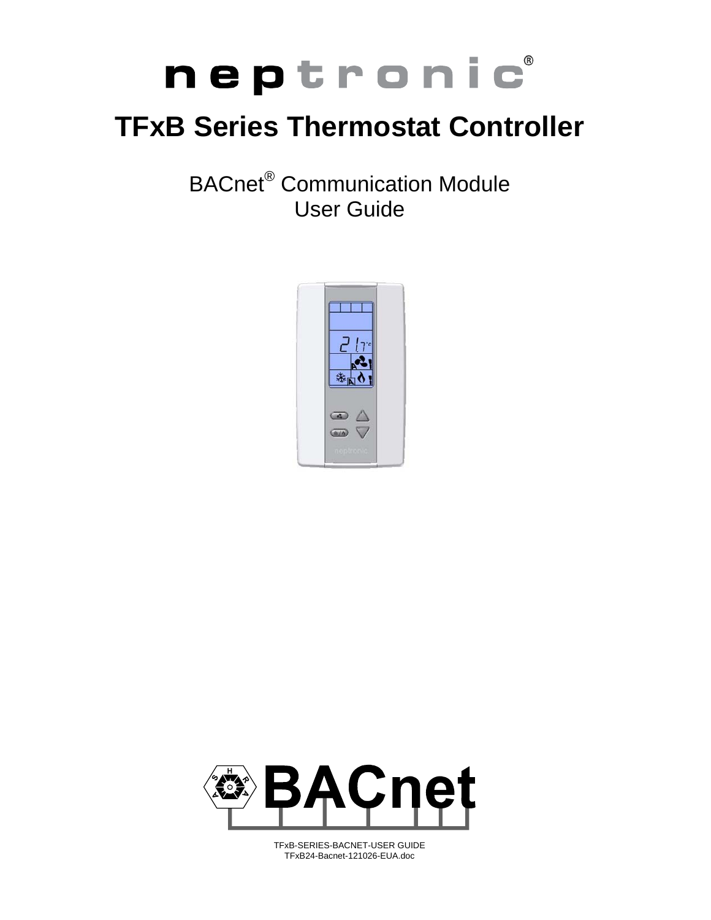neptronic®

# TFxB Series Thermostat Controller

BACnet® Communication Module
User Guide

TFxB-SERIES-BACNET-USER GUIDE
TFxB24-Bacnet-121026-EUA.doc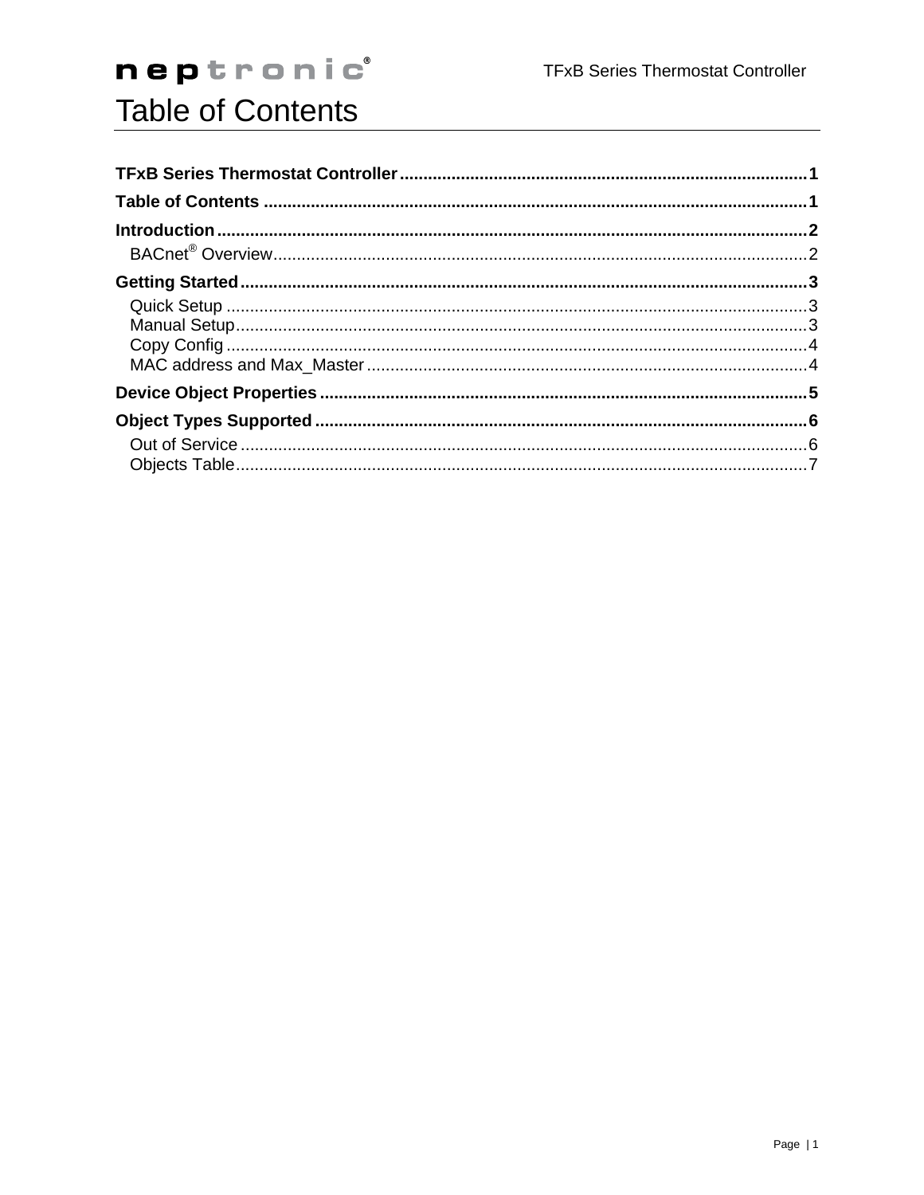# Table of Contents

**TFxB Series Thermostat Controller** ........ **1**

**Table of Contents** ........ **1**

**Introduction** ........ **2**

- BACnet® Overview ........ 2

**Getting Started** ........ **3**

- Quick Setup ........ 3
- Manual Setup ........ 3
- Copy Config ........ 4
- MAC address and Max_Master ........ 4

**Device Object Properties** ........ **5**

**Object Types Supported** ........ **6**

- Out of Service ........ 6
- Objects Table ........ 7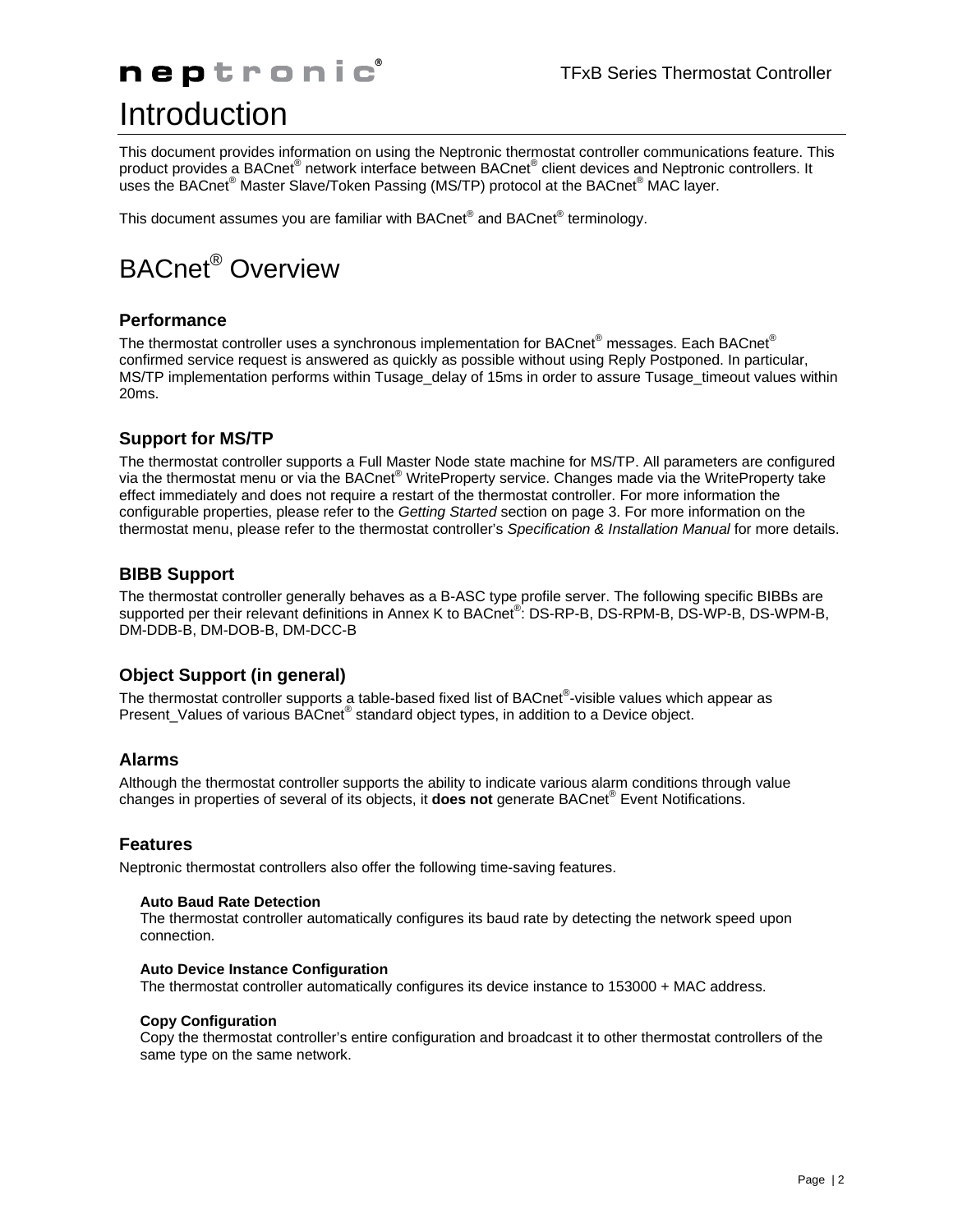// Introduction

This document provides information on using the Neptronic thermostat controller communications feature. This product provides a BACnet® network interface between BACnet® client devices and Neptronic controllers. It uses the BACnet® Master Slave/Token Passing (MS/TP) protocol at the BACnet® MAC layer.

This document assumes you are familiar with BACnet® and BACnet® terminology.

# BACnet® Overview

## Performance

The thermostat controller uses a synchronous implementation for BACnet® messages. Each BACnet® confirmed service request is answered as quickly as possible without using Reply Postponed. In particular, MS/TP implementation performs within Tusage_delay of 15ms in order to assure Tusage_timeout values within 20ms.

## Support for MS/TP

The thermostat controller supports a Full Master Node state machine for MS/TP. All parameters are configured via the thermostat menu or via the BACnet® WriteProperty service. Changes made via the WriteProperty take effect immediately and does not require a restart of the thermostat controller. For more information the configurable properties, please refer to the *Getting Started* section on page 3. For more information on the thermostat menu, please refer to the thermostat controller's *Specification & Installation Manual* for more details.

## BIBB Support

The thermostat controller generally behaves as a B-ASC type profile server. The following specific BIBBs are supported per their relevant definitions in Annex K to BACnet®: DS-RP-B, DS-RPM-B, DS-WP-B, DS-WPM-B, DM-DDB-B, DM-DOB-B, DM-DCC-B

## Object Support (in general)

The thermostat controller supports a table-based fixed list of BACnet®-visible values which appear as Present_Values of various BACnet® standard object types, in addition to a Device object.

## Alarms

Although the thermostat controller supports the ability to indicate various alarm conditions through value changes in properties of several of its objects, it **does not** generate BACnet® Event Notifications.

## Features

Neptronic thermostat controllers also offer the following time-saving features.

**Auto Baud Rate Detection**
The thermostat controller automatically configures its baud rate by detecting the network speed upon connection.

**Auto Device Instance Configuration**
The thermostat controller automatically configures its device instance to 153000 + MAC address.

**Copy Configuration**
Copy the thermostat controller's entire configuration and broadcast it to other thermostat controllers of the same type on the same network.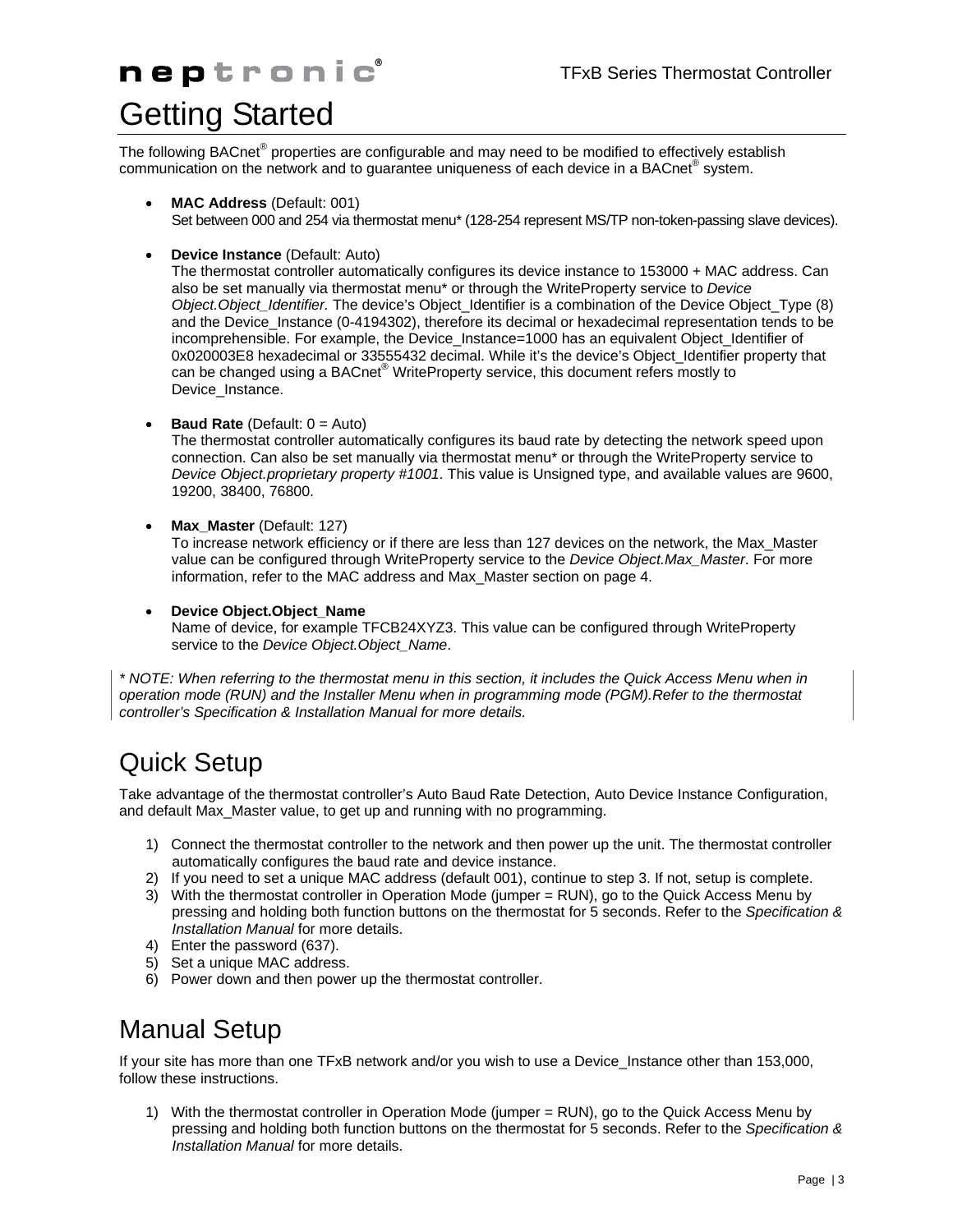# Getting Started

The following BACnet® properties are configurable and may need to be modified to effectively establish communication on the network and to guarantee uniqueness of each device in a BACnet® system.

- **MAC Address** (Default: 001)
  Set between 000 and 254 via thermostat menu* (128-254 represent MS/TP non-token-passing slave devices).

- **Device Instance** (Default: Auto)
  The thermostat controller automatically configures its device instance to 153000 + MAC address. Can also be set manually via thermostat menu* or through the WriteProperty service to *Device Object.Object_Identifier.* The device's Object_Identifier is a combination of the Device Object_Type (8) and the Device_Instance (0-4194302), therefore its decimal or hexadecimal representation tends to be incomprehensible. For example, the Device_Instance=1000 has an equivalent Object_Identifier of 0x020003E8 hexadecimal or 33555432 decimal. While it's the device's Object_Identifier property that can be changed using a BACnet® WriteProperty service, this document refers mostly to Device_Instance.

- **Baud Rate** (Default: 0 = Auto)
  The thermostat controller automatically configures its baud rate by detecting the network speed upon connection. Can also be set manually via thermostat menu* or through the WriteProperty service to *Device Object.proprietary property #1001*. This value is Unsigned type, and available values are 9600, 19200, 38400, 76800.

- **Max_Master** (Default: 127)
  To increase network efficiency or if there are less than 127 devices on the network, the Max_Master value can be configured through WriteProperty service to the *Device Object.Max_Master*. For more information, refer to the MAC address and Max_Master section on page 4.

- **Device Object.Object_Name**
  Name of device, for example TFCB24XYZ3. This value can be configured through WriteProperty service to the *Device Object.Object_Name*.

*\* NOTE: When referring to the thermostat menu in this section, it includes the Quick Access Menu when in operation mode (RUN) and the Installer Menu when in programming mode (PGM).Refer to the thermostat controller's Specification & Installation Manual for more details.*

# Quick Setup

Take advantage of the thermostat controller's Auto Baud Rate Detection, Auto Device Instance Configuration, and default Max_Master value, to get up and running with no programming.

1) Connect the thermostat controller to the network and then power up the unit. The thermostat controller automatically configures the baud rate and device instance.
2) If you need to set a unique MAC address (default 001), continue to step 3. If not, setup is complete.
3) With the thermostat controller in Operation Mode (jumper = RUN), go to the Quick Access Menu by pressing and holding both function buttons on the thermostat for 5 seconds. Refer to the *Specification & Installation Manual* for more details.
4) Enter the password (637).
5) Set a unique MAC address.
6) Power down and then power up the thermostat controller.

# Manual Setup

If your site has more than one TFxB network and/or you wish to use a Device_Instance other than 153,000, follow these instructions.

1) With the thermostat controller in Operation Mode (jumper = RUN), go to the Quick Access Menu by pressing and holding both function buttons on the thermostat for 5 seconds. Refer to the *Specification & Installation Manual* for more details.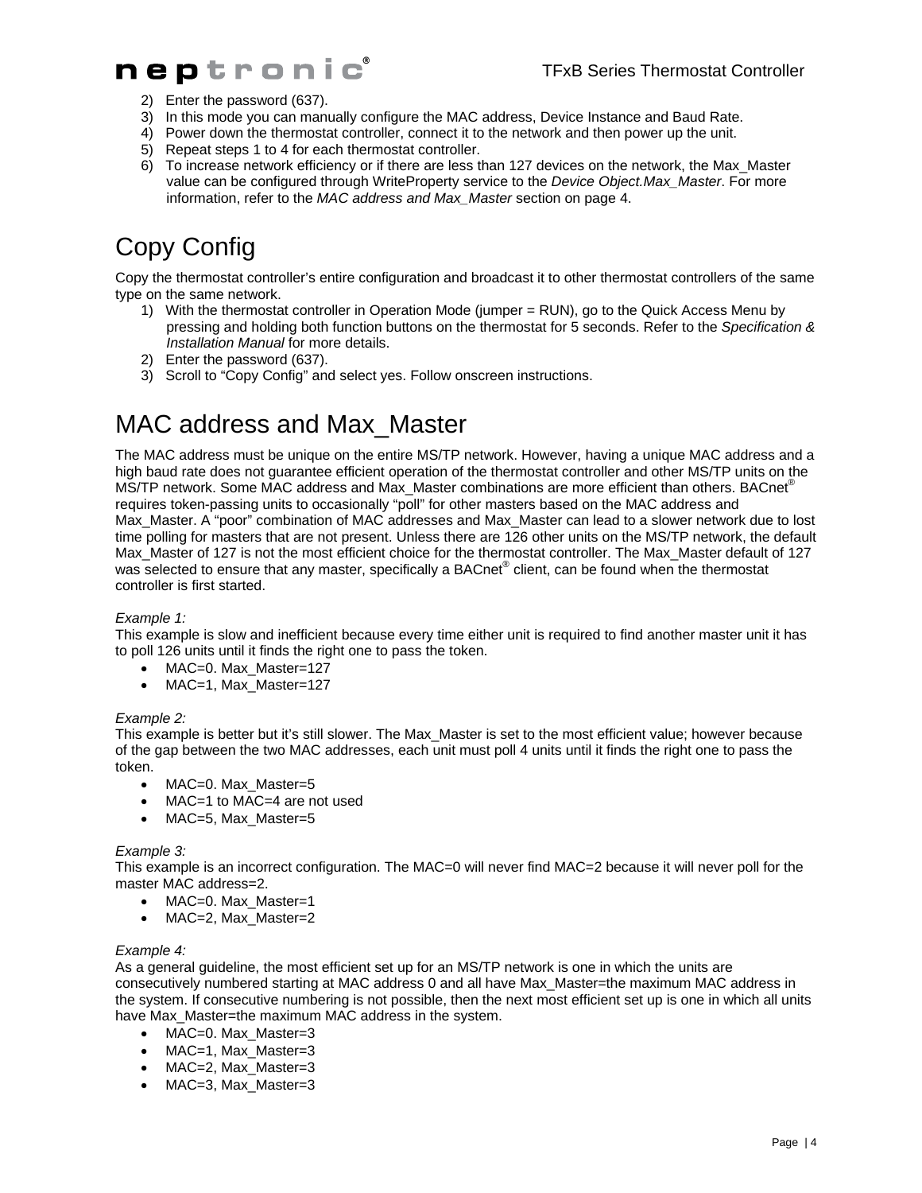2) Enter the password (637).
3) In this mode you can manually configure the MAC address, Device Instance and Baud Rate.
4) Power down the thermostat controller, connect it to the network and then power up the unit.
5) Repeat steps 1 to 4 for each thermostat controller.
6) To increase network efficiency or if there are less than 127 devices on the network, the Max_Master value can be configured through WriteProperty service to the *Device Object.Max_Master*. For more information, refer to the *MAC address and Max_Master* section on page 4.

# Copy Config

Copy the thermostat controller's entire configuration and broadcast it to other thermostat controllers of the same type on the same network.

1) With the thermostat controller in Operation Mode (jumper = RUN), go to the Quick Access Menu by pressing and holding both function buttons on the thermostat for 5 seconds. Refer to the *Specification & Installation Manual* for more details.
2) Enter the password (637).
3) Scroll to "Copy Config" and select yes. Follow onscreen instructions.

# MAC address and Max_Master

The MAC address must be unique on the entire MS/TP network. However, having a unique MAC address and a high baud rate does not guarantee efficient operation of the thermostat controller and other MS/TP units on the MS/TP network. Some MAC address and Max_Master combinations are more efficient than others. BACnet® requires token-passing units to occasionally "poll" for other masters based on the MAC address and Max_Master. A "poor" combination of MAC addresses and Max_Master can lead to a slower network due to lost time polling for masters that are not present. Unless there are 126 other units on the MS/TP network, the default Max_Master of 127 is not the most efficient choice for the thermostat controller. The Max_Master default of 127 was selected to ensure that any master, specifically a BACnet® client, can be found when the thermostat controller is first started.

*Example 1:*
This example is slow and inefficient because every time either unit is required to find another master unit it has to poll 126 units until it finds the right one to pass the token.

- MAC=0. Max_Master=127
- MAC=1, Max_Master=127

*Example 2:*
This example is better but it's still slower. The Max_Master is set to the most efficient value; however because of the gap between the two MAC addresses, each unit must poll 4 units until it finds the right one to pass the token.

- MAC=0. Max_Master=5
- MAC=1 to MAC=4 are not used
- MAC=5, Max_Master=5

*Example 3:*
This example is an incorrect configuration. The MAC=0 will never find MAC=2 because it will never poll for the master MAC address=2.

- MAC=0. Max_Master=1
- MAC=2, Max_Master=2

*Example 4:*
As a general guideline, the most efficient set up for an MS/TP network is one in which the units are consecutively numbered starting at MAC address 0 and all have Max_Master=the maximum MAC address in the system. If consecutive numbering is not possible, then the next most efficient set up is one in which all units have Max_Master=the maximum MAC address in the system.

- MAC=0. Max_Master=3
- MAC=1, Max_Master=3
- MAC=2, Max_Master=3
- MAC=3, Max_Master=3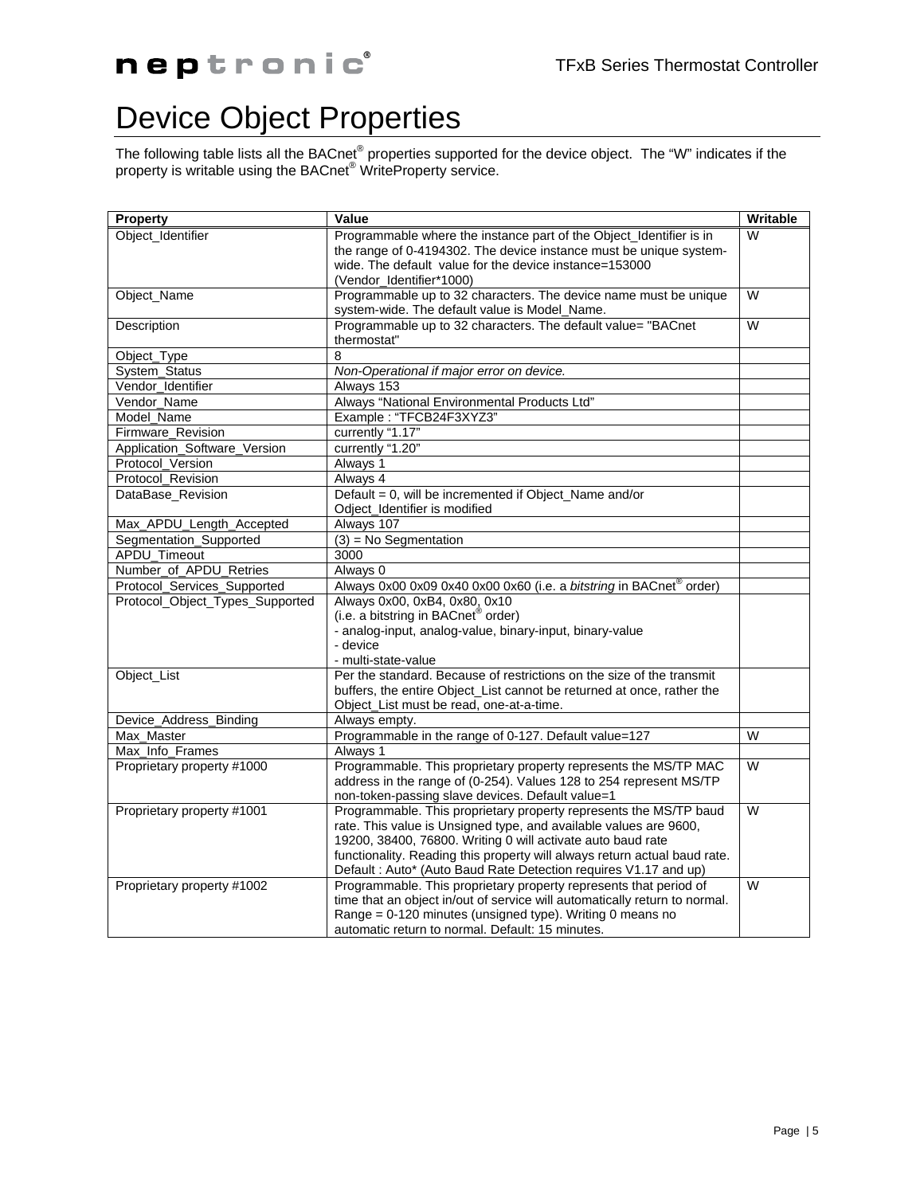# Device Object Properties

The following table lists all the BACnet® properties supported for the device object. The "W" indicates if the property is writable using the BACnet® WriteProperty service.

| Property | Value | Writable |
|---|---|---|
| Object_Identifier | Programmable where the instance part of the Object_Identifier is in the range of 0-4194302. The device instance must be unique system-wide. The default value for the device instance=153000 (Vendor_Identifier*1000) | W |
| Object_Name | Programmable up to 32 characters. The device name must be unique system-wide. The default value is Model_Name. | W |
| Description | Programmable up to 32 characters. The default value= "BACnet thermostat" | W |
| Object_Type | 8 | |
| System_Status | *Non-Operational if major error on device.* | |
| Vendor_Identifier | Always 153 | |
| Vendor_Name | Always "National Environmental Products Ltd" | |
| Model_Name | Example : "TFCB24F3XYZ3" | |
| Firmware_Revision | currently "1.17" | |
| Application_Software_Version | currently "1.20" | |
| Protocol_Version | Always 1 | |
| Protocol_Revision | Always 4 | |
| DataBase_Revision | Default = 0, will be incremented if Object_Name and/or Odject_Identifier is modified | |
| Max_APDU_Length_Accepted | Always 107 | |
| Segmentation_Supported | (3) = No Segmentation | |
| APDU_Timeout | 3000 | |
| Number_of_APDU_Retries | Always 0 | |
| Protocol_Services_Supported | Always 0x00 0x09 0x40 0x00 0x60 (i.e. a *bitstring* in BACnet® order) | |
| Protocol_Object_Types_Supported | Always 0x00, 0xB4, 0x80, 0x10<br>(i.e. a bitstring in BACnet® order)<br>- analog-input, analog-value, binary-input, binary-value<br>- device<br>- multi-state-value | |
| Object_List | Per the standard. Because of restrictions on the size of the transmit buffers, the entire Object_List cannot be returned at once, rather the Object_List must be read, one-at-a-time. | |
| Device_Address_Binding | Always empty. | |
| Max_Master | Programmable in the range of 0-127. Default value=127 | W |
| Max_Info_Frames | Always 1 | |
| Proprietary property #1000 | Programmable. This proprietary property represents the MS/TP MAC address in the range of (0-254). Values 128 to 254 represent MS/TP non-token-passing slave devices. Default value=1 | W |
| Proprietary property #1001 | Programmable. This proprietary property represents the MS/TP baud rate. This value is Unsigned type, and available values are 9600, 19200, 38400, 76800. Writing 0 will activate auto baud rate functionality. Reading this property will always return actual baud rate. Default : Auto* (Auto Baud Rate Detection requires V1.17 and up) | W |
| Proprietary property #1002 | Programmable. This proprietary property represents that period of time that an object in/out of service will automatically return to normal. Range = 0-120 minutes (unsigned type). Writing 0 means no automatic return to normal. Default: 15 minutes. | W |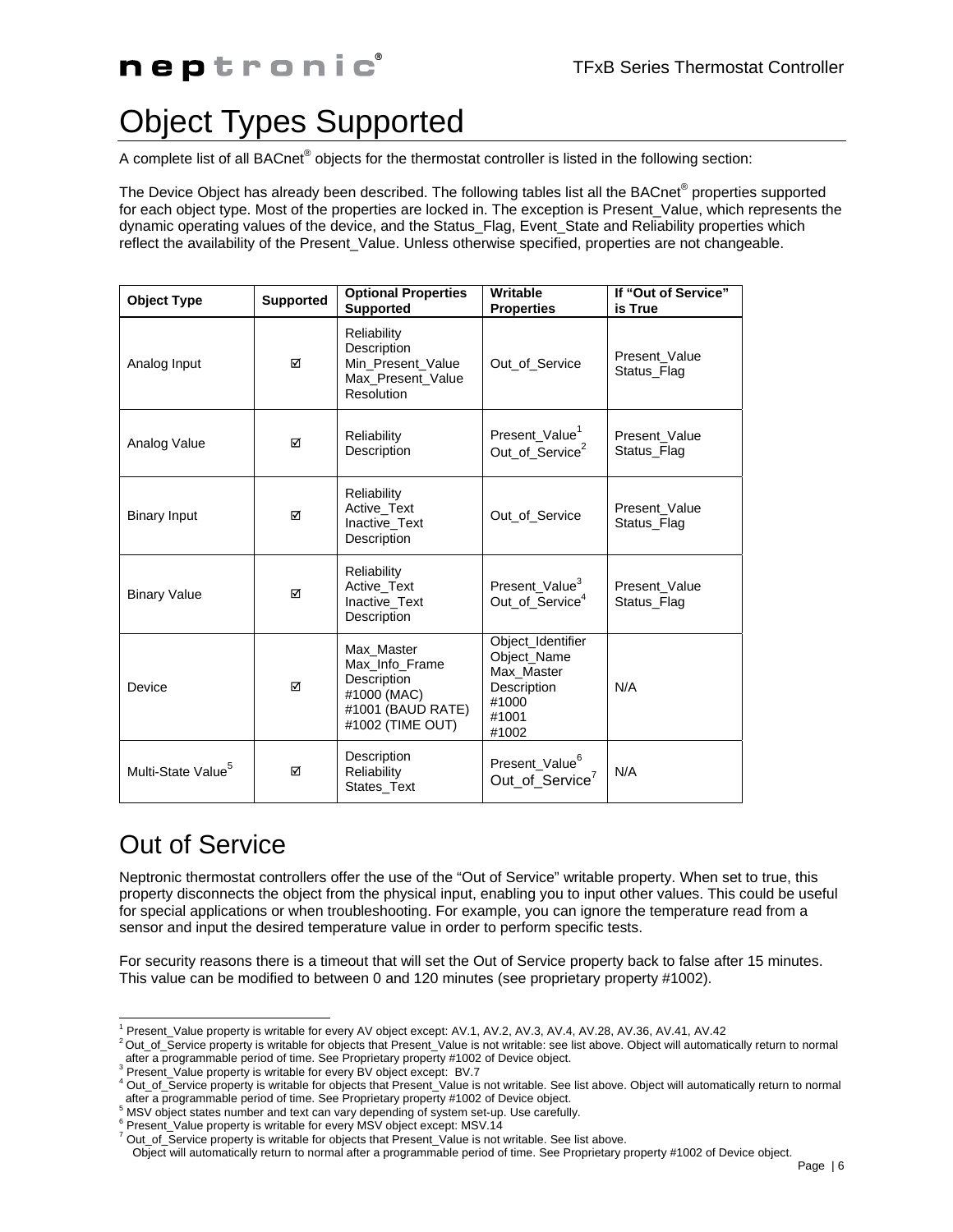# Object Types Supported

A complete list of all BACnet® objects for the thermostat controller is listed in the following section:

The Device Object has already been described. The following tables list all the BACnet® properties supported for each object type. Most of the properties are locked in. The exception is Present_Value, which represents the dynamic operating values of the device, and the Status_Flag, Event_State and Reliability properties which reflect the availability of the Present_Value. Unless otherwise specified, properties are not changeable.

| Object Type | Supported | Optional Properties Supported | Writable Properties | If "Out of Service" is True |
|---|---|---|---|---|
| Analog Input | ☑ | Reliability<br>Description<br>Min_Present_Value<br>Max_Present_Value<br>Resolution | Out_of_Service | Present_Value<br>Status_Flag |
| Analog Value | ☑ | Reliability<br>Description | Present_Value[1]<br>Out_of_Service[2] | Present_Value<br>Status_Flag |
| Binary Input | ☑ | Reliability<br>Active_Text<br>Inactive_Text<br>Description | Out_of_Service | Present_Value<br>Status_Flag |
| Binary Value | ☑ | Reliability<br>Active_Text<br>Inactive_Text<br>Description | Present_Value[3]<br>Out_of_Service[4] | Present_Value<br>Status_Flag |
| Device | ☑ | Max_Master<br>Max_Info_Frame<br>Description<br>#1000 (MAC)<br>#1001 (BAUD RATE)<br>#1002 (TIME OUT) | Object_Identifier<br>Object_Name<br>Max_Master<br>Description<br>#1000<br>#1001<br>#1002 | N/A |
| Multi-State Value[5] | ☑ | Description<br>Reliability<br>States_Text | Present_Value[6]<br>Out_of_Service[7] | N/A |

## Out of Service

Neptronic thermostat controllers offer the use of the "Out of Service" writable property. When set to true, this property disconnects the object from the physical input, enabling you to input other values. This could be useful for special applications or when troubleshooting. For example, you can ignore the temperature read from a sensor and input the desired temperature value in order to perform specific tests.

For security reasons there is a timeout that will set the Out of Service property back to false after 15 minutes. This value can be modified to between 0 and 120 minutes (see proprietary property #1002).

---

[1] Present_Value property is writable for every AV object except: AV.1, AV.2, AV.3, AV.4, AV.28, AV.36, AV.41, AV.42

[2] Out_of_Service property is writable for objects that Present_Value is not writable: see list above. Object will automatically return to normal after a programmable period of time. See Proprietary property #1002 of Device object.

[3] Present_Value property is writable for every BV object except: BV.7

[4] Out_of_Service property is writable for objects that Present_Value is not writable. See list above. Object will automatically return to normal after a programmable period of time. See Proprietary property #1002 of Device object.

[5] MSV object states number and text can vary depending of system set-up. Use carefully.

[6] Present_Value property is writable for every MSV object except: MSV.14

[7] Out_of_Service property is writable for objects that Present_Value is not writable. See list above. Object will automatically return to normal after a programmable period of time. See Proprietary property #1002 of Device object.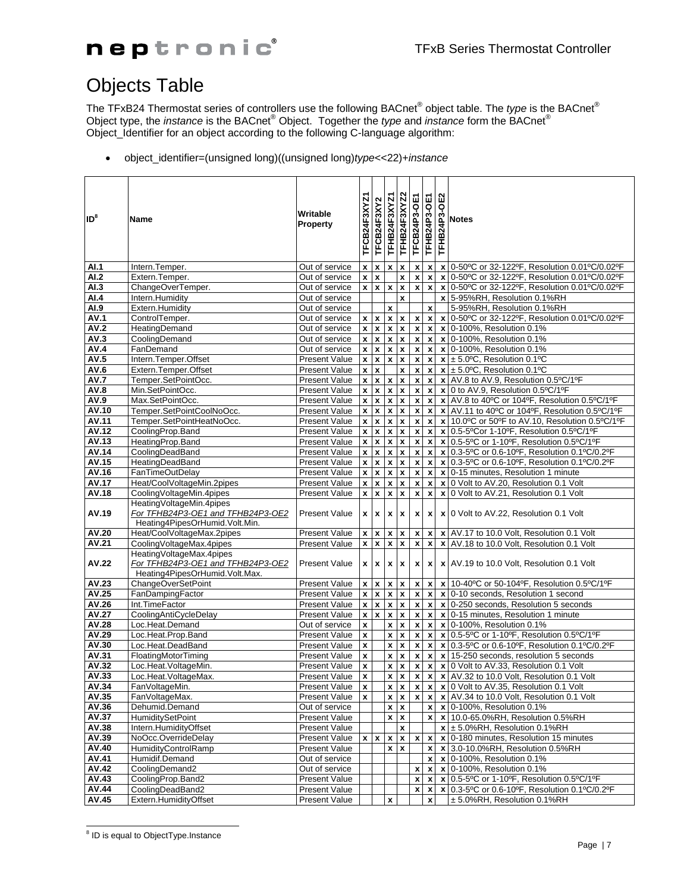# Objects Table

The TFxB24 Thermostat series of controllers use the following BACnet® object table. The *type* is the BACnet® Object type, the *instance* is the BACnet® Object. Together the *type* and *instance* form the BACnet® Object_Identifier for an object according to the following C-language algorithm:

- object_identifier=(unsigned long)((unsigned long)*type*<<22)+*instance*

| ID[8] | Name | Writable Property | TFCB24F3XYZ1 | TFCB24F3XY2 | TFHB24F3XYZ1 | TFHB24F3XYZ2 | TFCB24P3-OE1 | TFHB24P3-OE1 | TFHB24P3-OE2 | Notes |
|---|---|---|---|---|---|---|---|---|---|---|
| **AI.1** | Intern.Temper. | Out of service | x | x | x | x | x | x | x | 0-50ºC or 32-122ºF, Resolution 0.01ºC/0.02ºF |
| **AI.2** | Extern.Temper. | Out of service | x | x | | x | x | x | x | 0-50ºC or 32-122ºF, Resolution 0.01ºC/0.02ºF |
| **AI.3** | ChangeOverTemper. | Out of service | x | x | x | x | x | x | x | 0-50ºC or 32-122ºF, Resolution 0.01ºC/0.02ºF |
| **AI.4** | Intern.Humidity | Out of service | | | | x | | | x | 5-95%RH, Resolution 0.1%RH |
| **AI.9** | Extern.Humidity | Out of service | | | x | | | x | | 5-95%RH, Resolution 0.1%RH |
| **AV.1** | ControlTemper. | Out of service | x | x | x | x | x | x | x | 0-50ºC or 32-122ºF, Resolution 0.01ºC/0.02ºF |
| **AV.2** | HeatingDemand | Out of service | x | x | x | x | x | x | x | 0-100%, Resolution 0.1% |
| **AV.3** | CoolingDemand | Out of service | x | x | x | x | x | x | x | 0-100%, Resolution 0.1% |
| **AV.4** | FanDemand | Out of service | x | x | x | x | x | x | x | 0-100%, Resolution 0.1% |
| **AV.5** | Intern.Temper.Offset | Present Value | x | x | x | x | x | x | x | ± 5.0ºC, Resolution 0.1ºC |
| **AV.6** | Extern.Temper.Offset | Present Value | x | x | | x | x | x | x | ± 5.0ºC, Resolution 0.1ºC |
| **AV.7** | Temper.SetPointOcc. | Present Value | x | x | x | x | x | x | x | AV.8 to AV.9, Resolution 0.5ºC/1ºF |
| **AV.8** | Min.SetPointOcc. | Present Value | x | x | x | x | x | x | x | 0 to AV.9, Resolution 0.5ºC/1ºF |
| **AV.9** | Max.SetPointOcc. | Present Value | x | x | x | x | x | x | x | AV.8 to 40ºC or 104ºF, Resolution 0.5ºC/1ºF |
| **AV.10** | Temper.SetPointCoolNoOcc. | Present Value | x | x | x | x | x | x | x | AV.11 to 40ºC or 104ºF, Resolution 0.5ºC/1ºF |
| **AV.11** | Temper.SetPointHeatNoOcc. | Present Value | x | x | x | x | x | x | x | 10.0ºC or 50ºF to AV.10, Resolution 0.5ºC/1ºF |
| **AV.12** | CoolingProp.Band | Present Value | x | x | x | x | x | x | x | 0.5-5ºCor 1-10ºF, Resolution 0.5ºC/1ºF |
| **AV.13** | HeatingProp.Band | Present Value | x | x | x | x | x | x | x | 0.5-5ºC or 1-10ºF, Resolution 0.5ºC/1ºF |
| **AV.14** | CoolingDeadBand | Present Value | x | x | x | x | x | x | x | 0.3-5ºC or 0.6-10ºF, Resolution 0.1ºC/0.2ºF |
| **AV.15** | HeatingDeadBand | Present Value | x | x | x | x | x | x | x | 0.3-5ºC or 0.6-10ºF, Resolution 0.1ºC/0.2ºF |
| **AV.16** | FanTimeOutDelay | Present Value | x | x | x | x | x | x | x | 0-15 minutes, Resolution 1 minute |
| **AV.17** | Heat/CoolVoltageMin.2pipes | Present Value | x | x | x | x | x | x | x | 0 Volt to AV.20, Resolution 0.1 Volt |
| **AV.18** | CoolingVoltageMin.4pipes | Present Value | x | x | x | x | x | x | x | 0 Volt to AV.21, Resolution 0.1 Volt |
| **AV.19** | HeatingVoltageMin.4pipes *For TFHB24P3-OE1 and TFHB24P3-OE2* Heating4PipesOrHumid.Volt.Min. | Present Value | x | x | x | x | x | x | x | 0 Volt to AV.22, Resolution 0.1 Volt |
| **AV.20** | Heat/CoolVoltageMax.2pipes | Present Value | x | x | x | x | x | x | x | AV.17 to 10.0 Volt, Resolution 0.1 Volt |
| **AV.21** | CoolingVoltageMax.4pipes | Present Value | x | x | x | x | x | x | x | AV.18 to 10.0 Volt, Resolution 0.1 Volt |
| **AV.22** | HeatingVoltageMax.4pipes *For TFHB24P3-OE1 and TFHB24P3-OE2* Heating4PipesOrHumid.Volt.Max. | Present Value | x | x | x | x | x | x | x | AV.19 to 10.0 Volt, Resolution 0.1 Volt |
| **AV.23** | ChangeOverSetPoint | Present Value | x | x | x | x | x | x | x | 10-40ºC or 50-104ºF, Resolution 0.5ºC/1ºF |
| **AV.25** | FanDampingFactor | Present Value | x | x | x | x | x | x | x | 0-10 seconds, Resolution 1 second |
| **AV.26** | Int.TimeFactor | Present Value | x | x | x | x | x | x | x | 0-250 seconds, Resolution 5 seconds |
| **AV.27** | CoolingAntiCycleDelay | Present Value | x | x | x | x | x | x | x | 0-15 minutes, Resolution 1 minute |
| **AV.28** | Loc.Heat.Demand | Out of service | x | | x | x | x | x | x | 0-100%, Resolution 0.1% |
| **AV.29** | Loc.Heat.Prop.Band | Present Value | x | | x | x | x | x | x | 0.5-5ºC or 1-10ºF, Resolution 0.5ºC/1ºF |
| **AV.30** | Loc.Heat.DeadBand | Present Value | x | | x | x | x | x | x | 0.3-5ºC or 0.6-10ºF, Resolution 0.1ºC/0.2ºF |
| **AV.31** | FloatingMotorTiming | Present Value | x | | x | x | x | x | x | 15-250 seconds, resolution 5 seconds |
| **AV.32** | Loc.Heat.VoltageMin. | Present Value | x | | x | x | x | x | x | 0 Volt to AV.33, Resolution 0.1 Volt |
| **AV.33** | Loc.Heat.VoltageMax. | Present Value | x | | x | x | x | x | x | AV.32 to 10.0 Volt, Resolution 0.1 Volt |
| **AV.34** | FanVoltageMin. | Present Value | x | | x | x | x | x | x | 0 Volt to AV.35, Resolution 0.1 Volt |
| **AV.35** | FanVoltageMax. | Present Value | x | | x | x | x | x | x | AV.34 to 10.0 Volt, Resolution 0.1 Volt |
| **AV.36** | Dehumid.Demand | Out of service | | | x | x | | x | x | 0-100%, Resolution 0.1% |
| **AV.37** | HumiditySetPoint | Present Value | | | x | x | | x | x | 10.0-65.0%RH, Resolution 0.5%RH |
| **AV.38** | Intern.HumidityOffset | Present Value | | | | x | | | x | ± 5.0%RH, Resolution 0.1%RH |
| **AV.39** | NoOcc.OverrideDelay | Present Value | x | x | x | x | x | x | x | 0-180 minutes, Resolution 15 minutes |
| **AV.40** | HumidityControlRamp | Present Value | | | x | x | | x | x | 3.0-10.0%RH, Resolution 0.5%RH |
| **AV.41** | Humidif.Demand | Out of service | | | | | | x | x | 0-100%, Resolution 0.1% |
| **AV.42** | CoolingDemand2 | Out of service | | | | | x | x | x | 0-100%, Resolution 0.1% |
| **AV.43** | CoolingProp.Band2 | Present Value | | | | | x | x | x | 0.5-5ºC or 1-10ºF, Resolution 0.5ºC/1ºF |
| **AV.44** | CoolingDeadBand2 | Present Value | | | | | x | x | x | 0.3-5ºC or 0.6-10ºF, Resolution 0.1ºC/0.2ºF |
| **AV.45** | Extern.HumidityOffset | Present Value | | | x | | | x | | ± 5.0%RH, Resolution 0.1%RH |

[8] ID is equal to ObjectType.Instance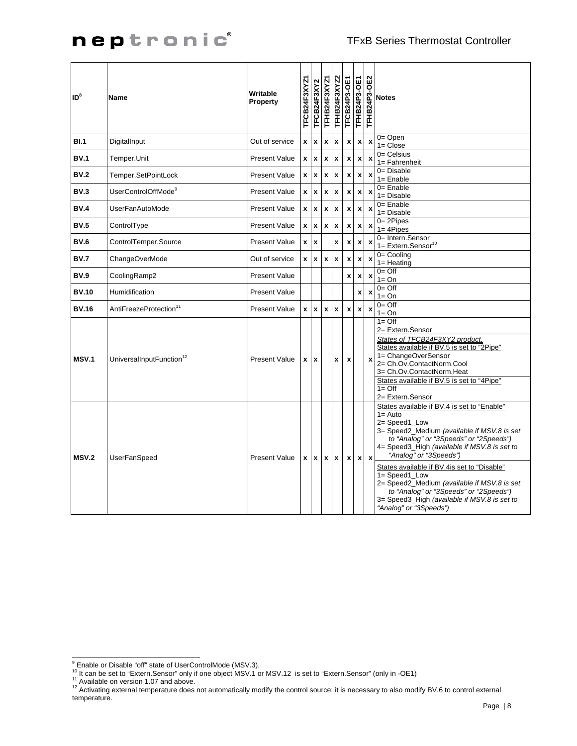| ID[8] | Name | Writable Property | TFCB24F3XYZ1 | TFCB24F3XY2 | TFHB24F3XYZ1 | TFHB24F3XYZ2 | TFCB24P3-OE1 | TFHB24P3-OE1 | TFHB24P3-OE2 | Notes |
|---|---|---|---|---|---|---|---|---|---|---|
| **BI.1** | DigitalInput | Out of service | x | x | x | x | x | x | x | 0= Open<br>1= Close |
| **BV.1** | Temper.Unit | Present Value | x | x | x | x | x | x | x | 0= Celsius<br>1= Fahrenheit |
| **BV.2** | Temper.SetPointLock | Present Value | x | x | x | x | x | x | x | 0= Disable<br>1= Enable |
| **BV.3** | UserControlOffMode[9] | Present Value | x | x | x | x | x | x | x | 0= Enable<br>1= Disable |
| **BV.4** | UserFanAutoMode | Present Value | x | x | x | x | x | x | x | 0= Enable<br>1= Disable |
| **BV.5** | ControlType | Present Value | x | x | x | x | x | x | x | 0= 2Pipes<br>1= 4Pipes |
| **BV.6** | ControlTemper.Source | Present Value | x | x | | x | x | x | x | 0= Intern.Sensor<br>1= Extern.Sensor[10] |
| **BV.7** | ChangeOverMode | Out of service | x | x | x | x | x | x | x | 0= Cooling<br>1= Heating |
| **BV.9** | CoolingRamp2 | Present Value | | | | | x | x | x | 0= Off<br>1= On |
| **BV.10** | Humidification | Present Value | | | | | | x | x | 0= Off<br>1= On |
| **BV.16** | AntiFreezeProtection[11] | Present Value | x | x | x | x | x | x | x | 0= Off<br>1= On |
| **MSV.1** | UniversalInputFunction[12] | Present Value | x | x | | x | x | | x | 1= Off<br>2= Extern.Sensor<br>*States of TFCB24F3XY2 product.*<br>States available if BV.5 is set to "2Pipe"<br>1= ChangeOverSensor<br>2= Ch.Ov.ContactNorm.Cool<br>3= Ch.Ov.ContactNorm.Heat<br>States available if BV.5 is set to "4Pipe"<br>1= Off<br>2= Extern.Sensor |
| **MSV.2** | UserFanSpeed | Present Value | x | x | x | x | x | x | x | States available if BV.4 is set to "Enable"<br>1= Auto<br>2= Speed1_Low<br>3= Speed2_Medium *(available if MSV.8 is set to "Analog" or "3Speeds" or "2Speeds")*<br>4= Speed3_High *(available if MSV.8 is set to "Analog" or "3Speeds")*<br>States available if BV.4is set to "Disable"<br>1= Speed1_Low<br>2= Speed2_Medium *(available if MSV.8 is set to "Analog" or "3Speeds" or "2Speeds")*<br>3= Speed3_High *(available if MSV.8 is set to "Analog" or "3Speeds")* |

[9] Enable or Disable "off" state of UserControlMode (MSV.3).
[10] It can be set to "Extern.Sensor" only if one object MSV.1 or MSV.12 is set to "Extern.Sensor" (only in -OE1)
[11] Available on version 1.07 and above.
[12] Activating external temperature does not automatically modify the control source; it is necessary to also modify BV.6 to control external temperature.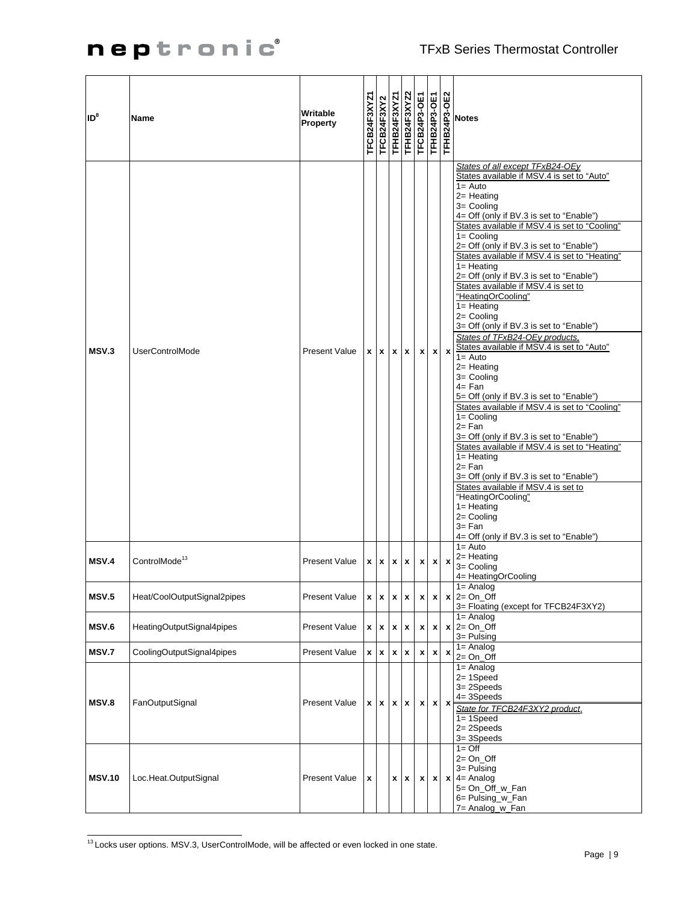| ID[8] | Name | Writable Property | TFCB24F3XYZ1 | TFCB24F3XY2 | TFHB24F3XYZ1 | TFHB24F3XYZ2 | TFCB24P3-OE1 | TFHB24P3-OE1 | TFHB24P3-OE2 | Notes |
|---|---|---|---|---|---|---|---|---|---|---|
| **MSV.3** | UserControlMode | Present Value | x | x | x | x | x | x | x | *States of all except TFxB24-OEy*<br>States available if MSV.4 is set to "Auto"<br>1= Auto<br>2= Heating<br>3= Cooling<br>4= Off (only if BV.3 is set to "Enable")<br>States available if MSV.4 is set to "Cooling"<br>1= Cooling<br>2= Off (only if BV.3 is set to "Enable")<br>States available if MSV.4 is set to "Heating"<br>1= Heating<br>2= Off (only if BV.3 is set to "Enable")<br>States available if MSV.4 is set to "HeatingOrCooling"<br>1= Heating<br>2= Cooling<br>3= Off (only if BV.3 is set to "Enable")<br>*States of TFxB24-OEy products.*<br>States available if MSV.4 is set to "Auto"<br>1= Auto<br>2= Heating<br>3= Cooling<br>4= Fan<br>5= Off (only if BV.3 is set to "Enable")<br>States available if MSV.4 is set to "Cooling"<br>1= Cooling<br>2= Fan<br>3= Off (only if BV.3 is set to "Enable")<br>States available if MSV.4 is set to "Heating"<br>1= Heating<br>2= Fan<br>3= Off (only if BV.3 is set to "Enable")<br>States available if MSV.4 is set to "HeatingOrCooling"<br>1= Heating<br>2= Cooling<br>3= Fan<br>4= Off (only if BV.3 is set to "Enable") |
| **MSV.4** | ControlMode[13] | Present Value | x | x | x | x | x | x | x | 1= Auto<br>2= Heating<br>3= Cooling<br>4= HeatingOrCooling |
| **MSV.5** | Heat/CoolOutputSignal2pipes | Present Value | x | x | x | x | x | x | x | 1= Analog<br>2= On_Off<br>3= Floating (except for TFCB24F3XY2) |
| **MSV.6** | HeatingOutputSignal4pipes | Present Value | x | x | x | x | x | x | x | 1= Analog<br>2= On_Off<br>3= Pulsing |
| **MSV.7** | CoolingOutputSignal4pipes | Present Value | x | x | x | x | x | x | x | 1= Analog<br>2= On_Off |
| **MSV.8** | FanOutputSignal | Present Value | x | x | x | x | x | x | x | 1= Analog<br>2= 1Speed<br>3= 2Speeds<br>4= 3Speeds<br>*State for TFCB24F3XY2 product.*<br>1= 1Speed<br>2= 2Speeds<br>3= 3Speeds |
| **MSV.10** | Loc.Heat.OutputSignal | Present Value | x | | x | x | x | x | x | 1= Off<br>2= On_Off<br>3= Pulsing<br>4= Analog<br>5= On_Off_w_Fan<br>6= Pulsing_w_Fan<br>7= Analog_w_Fan |

[13] Locks user options. MSV.3, UserControlMode, will be affected or even locked in one state.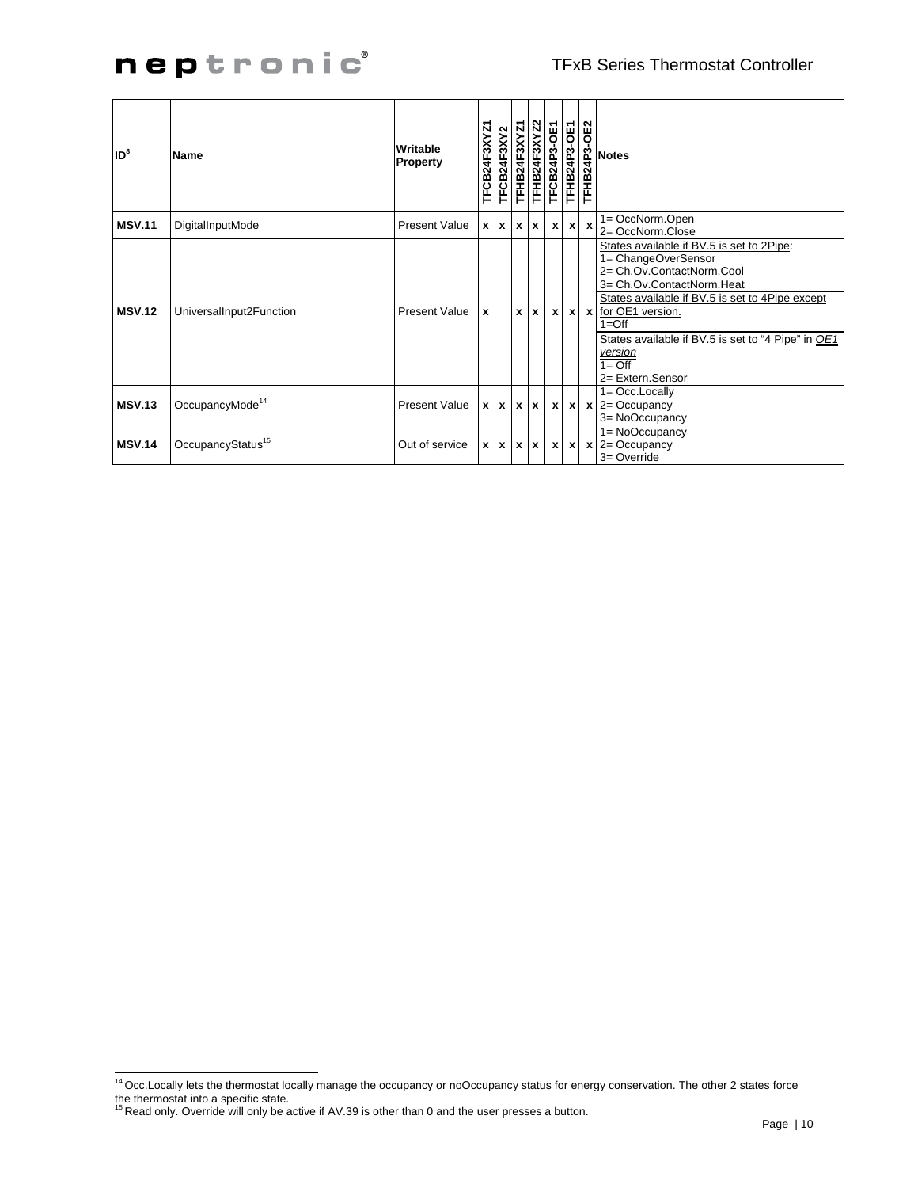| ID[8] | Name | Writable Property | TFCB24F3XYZ1 | TFCB24F3XY2 | TFHB24F3XYZ1 | TFHB24F3XYZ2 | TFCB24P3-OE1 | TFHB24P3-OE1 | TFHB24P3-OE2 | Notes |
|---|---|---|---|---|---|---|---|---|---|---|
| **MSV.11** | DigitalInputMode | Present Value | x | x | x | x | x | x | x | 1= OccNorm.Open<br>2= OccNorm.Close |
| **MSV.12** | UniversalInput2Function | Present Value | x | | x | x | x | x | x | States available if BV.5 is set to 2Pipe:<br>1= ChangeOverSensor<br>2= Ch.Ov.ContactNorm.Cool<br>3= Ch.Ov.ContactNorm.Heat<br>States available if BV.5 is set to 4Pipe except for OE1 version.<br>1=Off<br>States available if BV.5 is set to "4 Pipe" in *OE1 version*<br>1= Off<br>2= Extern.Sensor |
| **MSV.13** | OccupancyMode[14] | Present Value | x | x | x | x | x | x | x | 1= Occ.Locally<br>2= Occupancy<br>3= NoOccupancy |
| **MSV.14** | OccupancyStatus[15] | Out of service | x | x | x | x | x | x | x | 1= NoOccupancy<br>2= Occupancy<br>3= Override |

[14] Occ.Locally lets the thermostat locally manage the occupancy or noOccupancy status for energy conservation. The other 2 states force the thermostat into a specific state.

[15] Read only. Override will only be active if AV.39 is other than 0 and the user presses a button.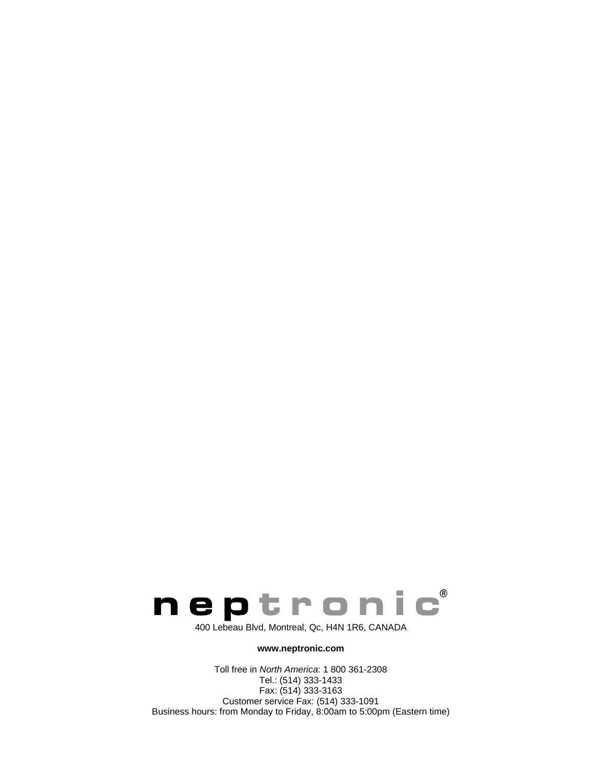**neptronic®**

400 Lebeau Blvd, Montreal, Qc, H4N 1R6, CANADA

**www.neptronic.com**

Toll free in *North America*: 1 800 361-2308
Tel.: (514) 333-1433
Fax: (514) 333-3163
Customer service Fax: (514) 333-1091
Business hours: from Monday to Friday, 8:00am to 5:00pm (Eastern time)